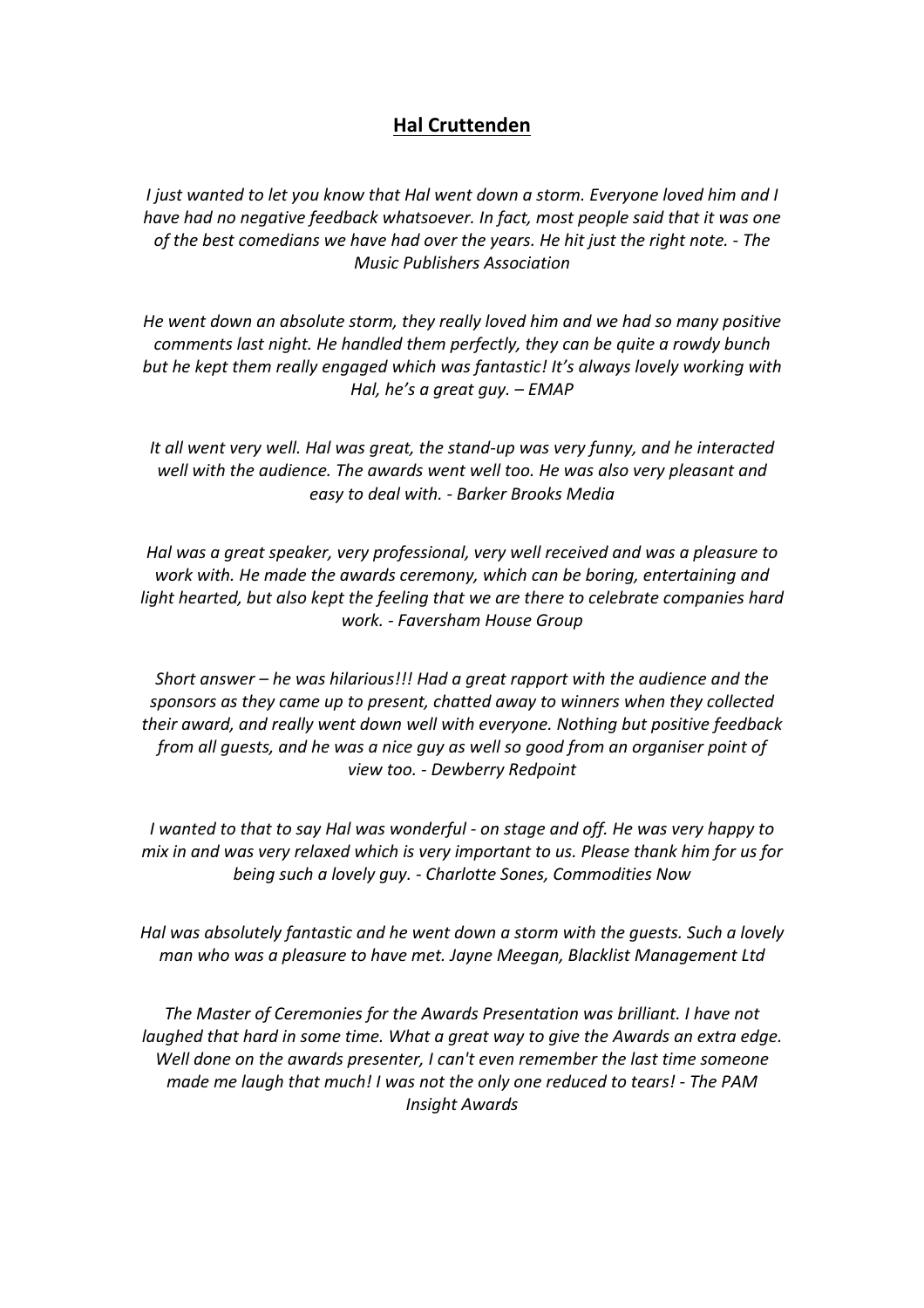# Hal Cruttenden

*I just wanted to let you know that Hal went down a storm. Everyone loved him and I have had no negative feedback whatsoever. In fact, most people said that it was one of the best comedians we have had over the years. He hit just the right note. - The Music Publishers Association*

*He went down an absolute storm, they really loved him and we had so many positive comments last night. He handled them perfectly, they can be quite a rowdy bunch but he kept them really engaged which was fantastic! It's always lovely working with Hal, he's a great guy. – EMAP*

*It all went very well. Hal was great, the stand-up was very funny, and he interacted well with the audience. The awards went well too. He was also very pleasant and easy to deal with. - Barker Brooks Media*

*Hal was a great speaker, very professional, very well received and was a pleasure to work with. He made the awards ceremony, which can be boring, entertaining and light hearted, but also kept the feeling that we are there to celebrate companies hard work. - Faversham House Group*

*Short answer – he was hilarious!!! Had a great rapport with the audience and the sponsors as they came up to present, chatted away to winners when they collected their award, and really went down well with everyone. Nothing but positive feedback from all guests, and he was a nice guy as well so good from an organiser point of view too. - Dewberry Redpoint*

*I wanted to that to say Hal was wonderful - on stage and off. He was very happy to mix in and was very relaxed which is very important to us. Please thank him for us for being such a lovely guy. - Charlotte Sones, Commodities Now*

*Hal was absolutely fantastic and he went down a storm with the guests. Such a lovely man who was a pleasure to have met. Jayne Meegan, Blacklist Management Ltd*

*The Master of Ceremonies for the Awards Presentation was brilliant. I have not laughed that hard in some time. What a great way to give the Awards an extra edge. Well done on the awards presenter, I can't even remember the last time someone made me laugh that much! I was not the only one reduced to tears! - The PAM Insight Awards*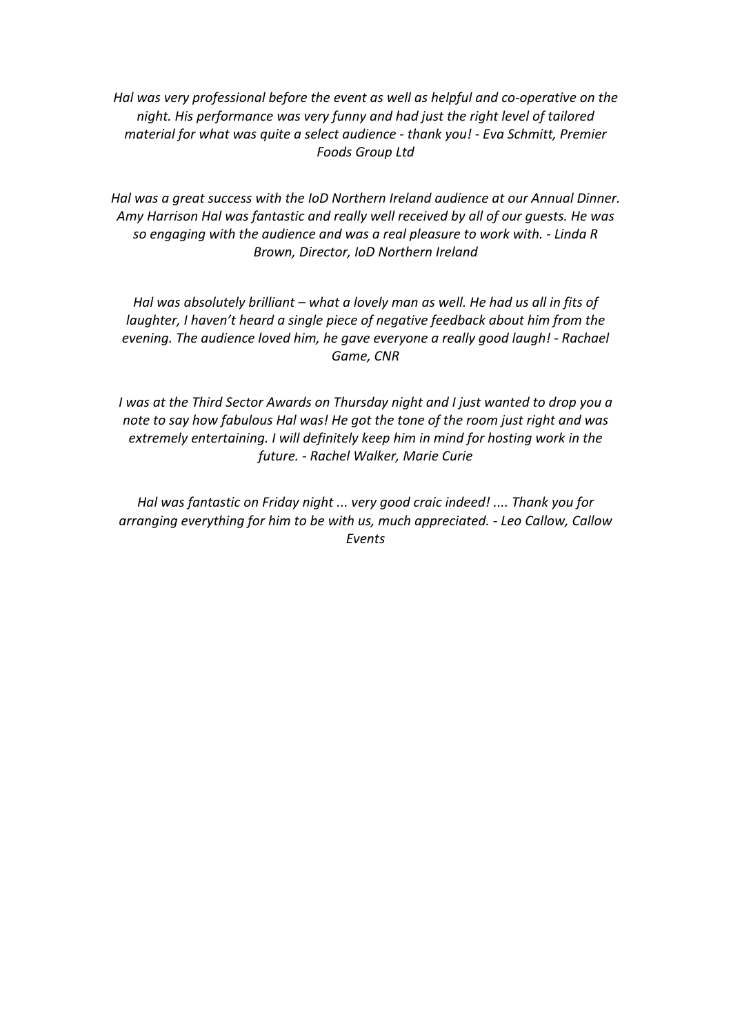*Hal was very professional before the event as well as helpful and co-operative on the night. His performance was very funny and had just the right level of tailored material for what was quite a select audience - thank you! - Eva Schmitt, Premier Foods Group Ltd*

*Hal was a great success with the IoD Northern Ireland audience at our Annual Dinner. Amy Harrison Hal was fantastic and really well received by all of our guests. He was so engaging with the audience and was a real pleasure to work with. - Linda R Brown, Director, IoD Northern Ireland*

*Hal was absolutely brilliant – what a lovely man as well. He had us all in fits of laughter, I haven't heard a single piece of negative feedback about him from the evening. The audience loved him, he gave everyone a really good laugh! - Rachael Game, CNR*

*I was at the Third Sector Awards on Thursday night and I just wanted to drop you a note to say how fabulous Hal was! He got the tone of the room just right and was extremely entertaining. I will definitely keep him in mind for hosting work in the future. - Rachel Walker, Marie Curie*

*Hal was fantastic on Friday night ... very good craic indeed! .... Thank you for arranging everything for him to be with us, much appreciated. - Leo Callow, Callow Events*